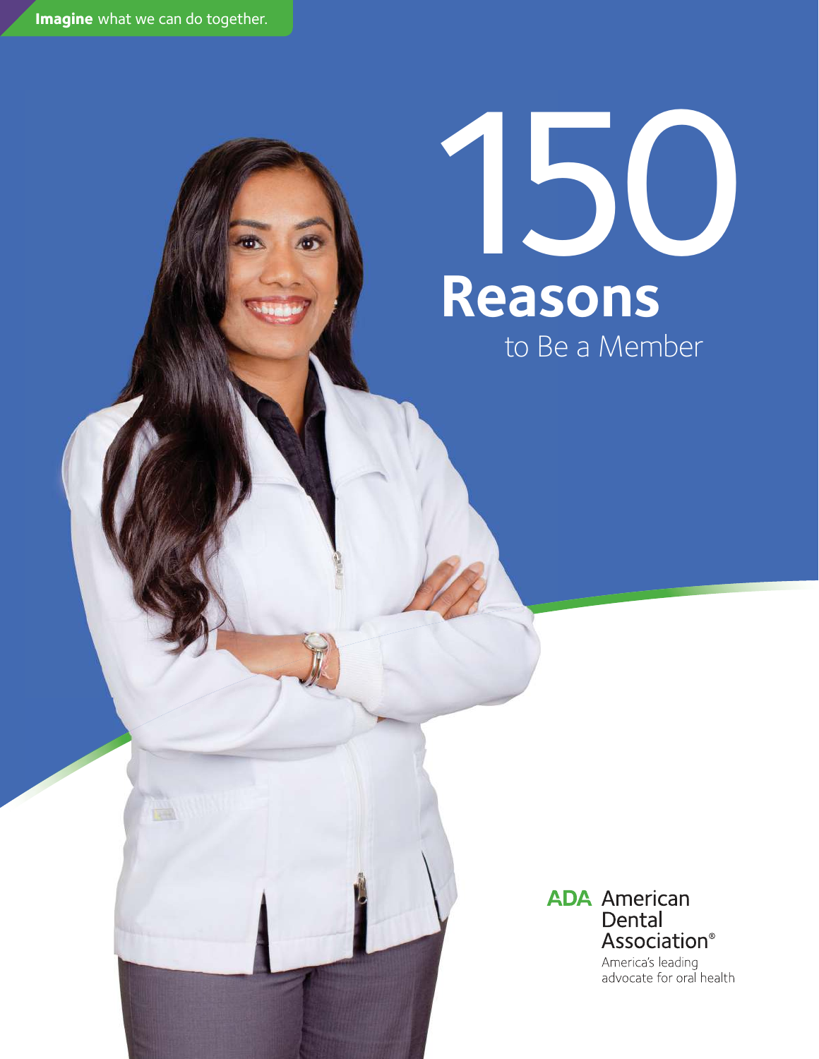**Imagine** what we can do together.

# 150 Reasons

## to Be a Member

ADA American Dental Association®

America's leading advocate for oral health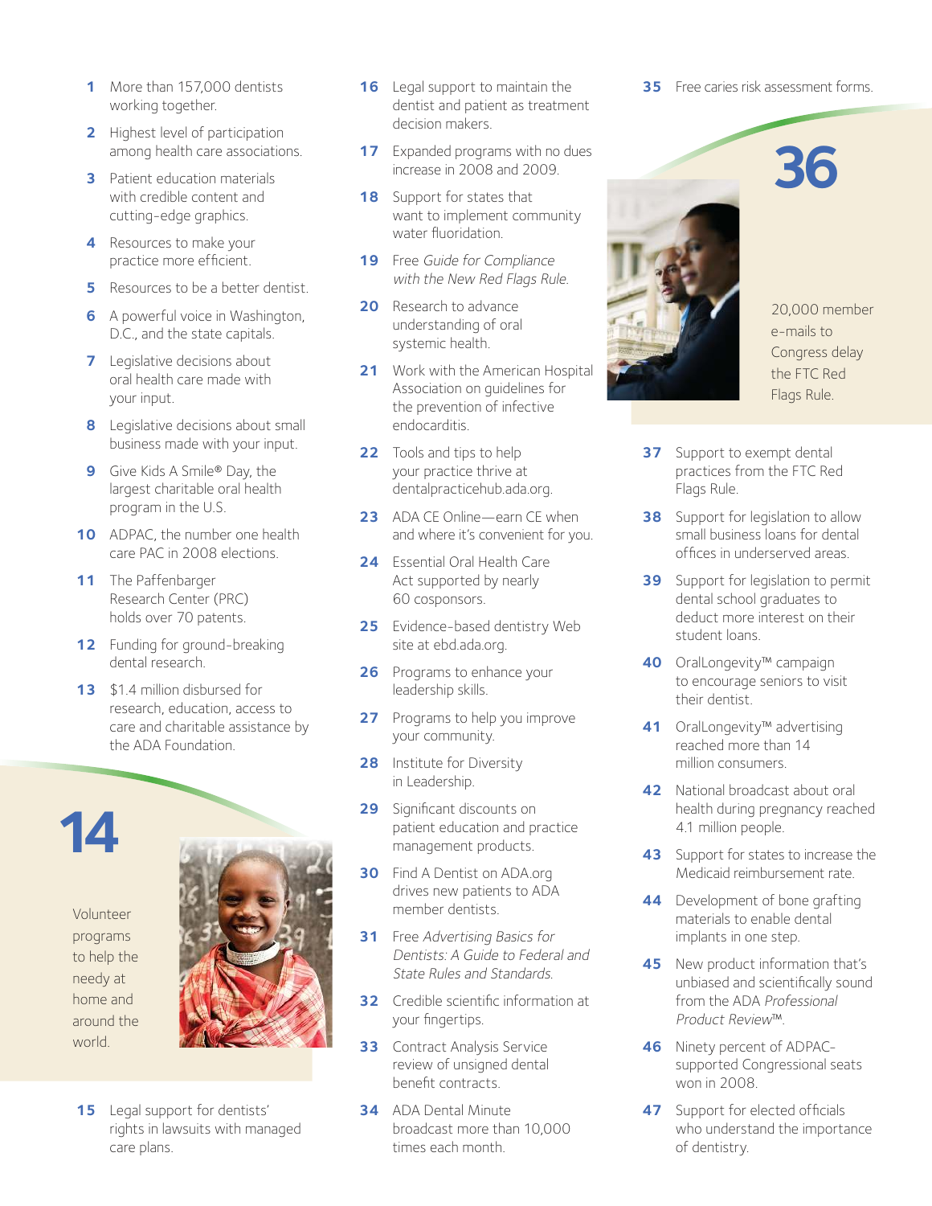**1** More than 157,000 dentists working together.

**2** Highest level of participation among health care associations.

**3** Patient education materials with credible content and cutting-edge graphics.

**4** Resources to make your practice more efficient.

**5** Resources to be a better dentist.

**6** A powerful voice in Washington, D.C., and the state capitals.

**7** Legislative decisions about oral health care made with your input.

**8** Legislative decisions about small business made with your input.

**9** Give Kids A Smile® Day, the largest charitable oral health program in the U.S.

**10** ADPAC, the number one health care PAC in 2008 elections.

**11** The Paffenbarger Research Center (PRC) holds over 70 patents.

**12** Funding for ground-breaking dental research.

**13** $1.4 million disbursed for research, education, access to care and charitable assistance by the ADA Foundation.

## 14

Volunteer programs to help the needy at home and around the world.

**15** Legal support for dentists' rights in lawsuits with managed care plans.

**16** Legal support to maintain the dentist and patient as treatment decision makers.

**17** Expanded programs with no dues increase in 2008 and 2009.

**18** Support for states that want to implement community water fluoridation.

**19** Free *Guide for Compliance with the New Red Flags Rule*.

**20** Research to advance understanding of oral systemic health.

**21** Work with the American Hospital Association on guidelines for the prevention of infective endocarditis.

**22** Tools and tips to help your practice thrive at dentalpracticehub.ada.org.

**23** ADA CE Online—earn CE when and where it's convenient for you.

**24** Essential Oral Health Care Act supported by nearly 60 cosponsors.

**25** Evidence-based dentistry Web site at ebd.ada.org.

**26** Programs to enhance your leadership skills.

**27** Programs to help you improve your community.

**28** Institute for Diversity in Leadership.

**29** Significant discounts on patient education and practice management products.

**30** Find A Dentist on ADA.org drives new patients to ADA member dentists.

**31** Free *Advertising Basics for Dentists: A Guide to Federal and State Rules and Standards*.

**32** Credible scientific information at your fingertips.

**33** Contract Analysis Service review of unsigned dental benefit contracts.

**34** ADA Dental Minute broadcast more than 10,000 times each month.

**35** Free caries risk assessment forms.

## 36

20,000 member e-mails to Congress delay the FTC Red Flags Rule.

**37** Support to exempt dental practices from the FTC Red Flags Rule.

**38** Support for legislation to allow small business loans for dental offices in underserved areas.

**39** Support for legislation to permit dental school graduates to deduct more interest on their student loans.

**40** OralLongevity™ campaign to encourage seniors to visit their dentist.

**41** OralLongevity™ advertising reached more than 14 million consumers.

**42** National broadcast about oral health during pregnancy reached 4.1 million people.

**43** Support for states to increase the Medicaid reimbursement rate.

**44** Development of bone grafting materials to enable dental implants in one step.

**45** New product information that's unbiased and scientifically sound from the ADA *Professional Product Review*™.

**46** Ninety percent of ADPAC-supported Congressional seats won in 2008.

**47** Support for elected officials who understand the importance of dentistry.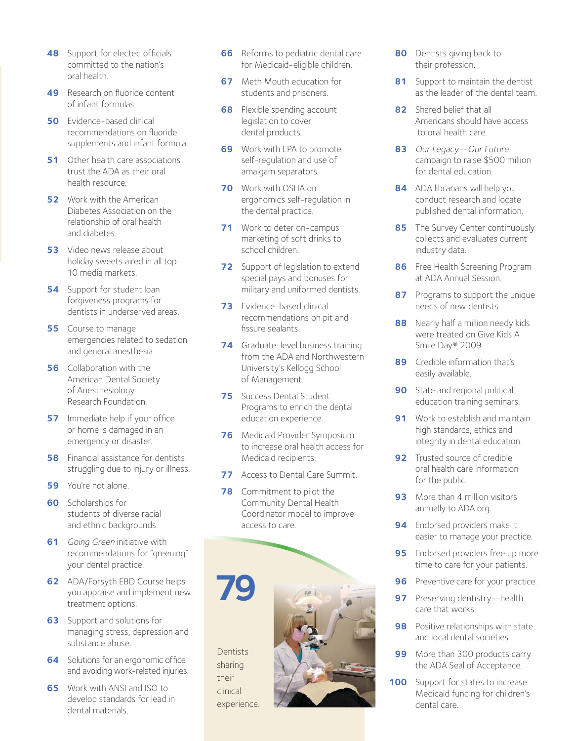**48** Support for elected officials committed to the nation's oral health.

**49** Research on fluoride content of infant formulas.

**50** Evidence-based clinical recommendations on fluoride supplements and infant formula.

**51** Other health care associations trust the ADA as their oral health resource.

**52** Work with the American Diabetes Association on the relationship of oral health and diabetes.

**53** Video news release about holiday sweets aired in all top 10 media markets.

**54** Support for student loan forgiveness programs for dentists in underserved areas.

**55** Course to manage emergencies related to sedation and general anesthesia.

**56** Collaboration with the American Dental Society of Anesthesiology Research Foundation.

**57** Immediate help if your office or home is damaged in an emergency or disaster.

**58** Financial assistance for dentists struggling due to injury or illness.

**59** You're not alone.

**60** Scholarships for students of diverse racial and ethnic backgrounds.

**61** *Going Green* initiative with recommendations for "greening" your dental practice.

**62** ADA/Forsyth EBD Course helps you appraise and implement new treatment options.

**63** Support and solutions for managing stress, depression and substance abuse.

**64** Solutions for an ergonomic office and avoiding work-related injuries.

**65** Work with ANSI and ISO to develop standards for lead in dental materials.

**66** Reforms to pediatric dental care for Medicaid-eligible children.

**67** Meth Mouth education for students and prisoners.

**68** Flexible spending account legislation to cover dental products.

**69** Work with EPA to promote self-regulation and use of amalgam separators.

**70** Work with OSHA on ergonomics self-regulation in the dental practice.

**71** Work to deter on-campus marketing of soft drinks to school children.

**72** Support of legislation to extend special pays and bonuses for military and uniformed dentists.

**73** Evidence-based clinical recommendations on pit and fissure sealants.

**74** Graduate-level business training from the ADA and Northwestern University's Kellogg School of Management.

**75** Success Dental Student Programs to enrich the dental education experience.

**76** Medicaid Provider Symposium to increase oral health access for Medicaid recipients.

**77** Access to Dental Care Summit.

**78** Commitment to pilot the Community Dental Health Coordinator model to improve access to care.

**79**

Dentists sharing their clinical experience.

**80** Dentists giving back to their profession.

**81** Support to maintain the dentist as the leader of the dental team.

**82** Shared belief that all Americans should have access to oral health care.

**83** *Our Legacy—Our Future* campaign to raise $500 million for dental education.

**84** ADA librarians will help you conduct research and locate published dental information.

**85** The Survey Center continuously collects and evaluates current industry data.

**86** Free Health Screening Program at ADA Annual Session.

**87** Programs to support the unique needs of new dentists.

**88** Nearly half a million needy kids were treated on Give Kids A Smile Day® 2009.

**89** Credible information that's easily available.

**90** State and regional political education training seminars.

**91** Work to establish and maintain high standards, ethics and integrity in dental education.

**92** Trusted source of credible oral health care information for the public.

**93** More than 4 million visitors annually to ADA.org.

**94** Endorsed providers make it easier to manage your practice.

**95** Endorsed providers free up more time to care for your patients.

**96** Preventive care for your practice.

**97** Preserving dentistry—health care that works.

**98** Positive relationships with state and local dental societies.

**99** More than 300 products carry the ADA Seal of Acceptance.

**100** Support for states to increase Medicaid funding for children's dental care.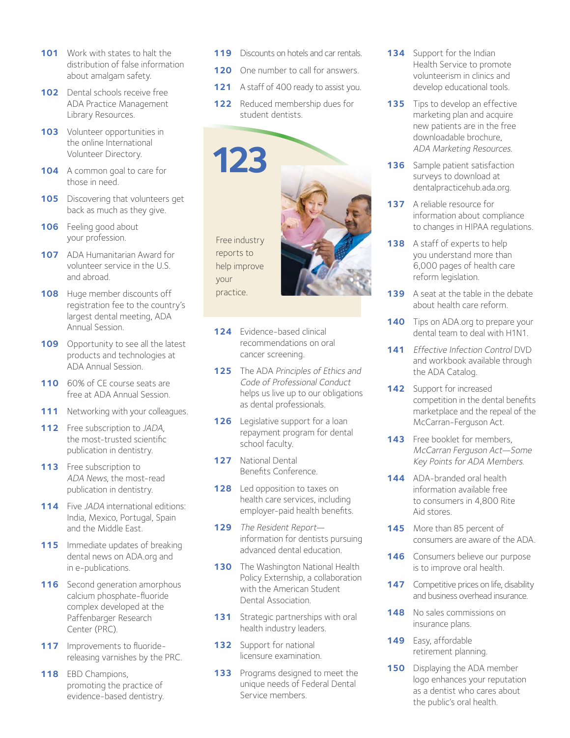**101** Work with states to halt the distribution of false information about amalgam safety.

**102** Dental schools receive free ADA Practice Management Library Resources.

**103** Volunteer opportunities in the online International Volunteer Directory.

**104** A common goal to care for those in need.

**105** Discovering that volunteers get back as much as they give.

**106** Feeling good about your profession.

**107** ADA Humanitarian Award for volunteer service in the U.S. and abroad.

**108** Huge member discounts off registration fee to the country's largest dental meeting, ADA Annual Session.

**109** Opportunity to see all the latest products and technologies at ADA Annual Session.

**110** 60% of CE course seats are free at ADA Annual Session.

**111** Networking with your colleagues.

**112** Free subscription to *JADA*, the most-trusted scientific publication in dentistry.

**113** Free subscription to *ADA News*, the most-read publication in dentistry.

**114** Five *JADA* international editions: India, Mexico, Portugal, Spain and the Middle East.

**115** Immediate updates of breaking dental news on ADA.org and in e-publications.

**116** Second generation amorphous calcium phosphate-fluoride complex developed at the Paffenbarger Research Center (PRC).

**117** Improvements to fluoride-releasing varnishes by the PRC.

**118** EBD Champions, promoting the practice of evidence-based dentistry.

**119** Discounts on hotels and car rentals.

**120** One number to call for answers.

**121** A staff of 400 ready to assist you.

**122** Reduced membership dues for student dentists.

# 123

Free industry reports to help improve your practice.

**124** Evidence-based clinical recommendations on oral cancer screening.

**125** The ADA *Principles of Ethics and Code of Professional Conduct* helps us live up to our obligations as dental professionals.

**126** Legislative support for a loan repayment program for dental school faculty.

**127** National Dental Benefits Conference.

**128** Led opposition to taxes on health care services, including employer-paid health benefits.

**129** *The Resident Report*—information for dentists pursuing advanced dental education.

**130** The Washington National Health Policy Externship, a collaboration with the American Student Dental Association.

**131** Strategic partnerships with oral health industry leaders.

**132** Support for national licensure examination.

**133** Programs designed to meet the unique needs of Federal Dental Service members.

**134** Support for the Indian Health Service to promote volunteerism in clinics and develop educational tools.

**135** Tips to develop an effective marketing plan and acquire new patients are in the free downloadable brochure, *ADA Marketing Resources*.

**136** Sample patient satisfaction surveys to download at dentalpracticehub.ada.org.

**137** A reliable resource for information about compliance to changes in HIPAA regulations.

**138** A staff of experts to help you understand more than 6,000 pages of health care reform legislation.

**139** A seat at the table in the debate about health care reform.

**140** Tips on ADA.org to prepare your dental team to deal with H1N1.

**141** *Effective Infection Control* DVD and workbook available through the ADA Catalog.

**142** Support for increased competition in the dental benefits marketplace and the repeal of the McCarran-Ferguson Act.

**143** Free booklet for members, *McCarran Ferguson Act—Some Key Points for ADA Members*.

**144** ADA-branded oral health information available free to consumers in 4,800 Rite Aid stores.

**145** More than 85 percent of consumers are aware of the ADA.

**146** Consumers believe our purpose is to improve oral health.

**147** Competitive prices on life, disability and business overhead insurance.

**148** No sales commissions on insurance plans.

**149** Easy, affordable retirement planning.

**150** Displaying the ADA member logo enhances your reputation as a dentist who cares about the public's oral health.